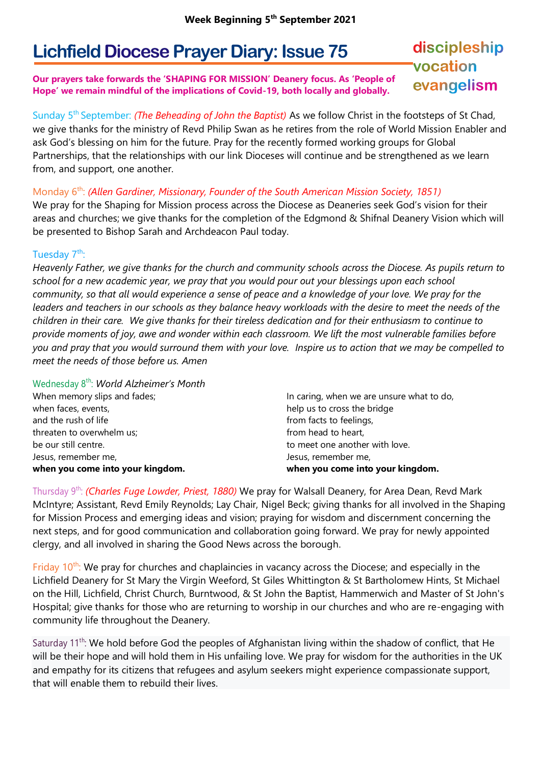**Week Beginning 5th September 2021**

# Lichfield Diocese Prayer Diary: Issue 75

discipleship
vocation
evangelism

**Our prayers take forwards the 'SHAPING FOR MISSION' Deanery focus. As 'People of Hope' we remain mindful of the implications of Covid-19, both locally and globally.**

Sunday 5th September: *(The Beheading of John the Baptist)* As we follow Christ in the footsteps of St Chad, we give thanks for the ministry of Revd Philip Swan as he retires from the role of World Mission Enabler and ask God's blessing on him for the future. Pray for the recently formed working groups for Global Partnerships, that the relationships with our link Dioceses will continue and be strengthened as we learn from, and support, one another.

Monday 6th: *(Allen Gardiner, Missionary, Founder of the South American Mission Society, 1851)*
We pray for the Shaping for Mission process across the Diocese as Deaneries seek God's vision for their areas and churches; we give thanks for the completion of the Edgmond & Shifnal Deanery Vision which will be presented to Bishop Sarah and Archdeacon Paul today.

Tuesday 7th:
*Heavenly Father, we give thanks for the church and community schools across the Diocese. As pupils return to school for a new academic year, we pray that you would pour out your blessings upon each school community, so that all would experience a sense of peace and a knowledge of your love. We pray for the leaders and teachers in our schools as they balance heavy workloads with the desire to meet the needs of the children in their care. We give thanks for their tireless dedication and for their enthusiasm to continue to provide moments of joy, awe and wonder within each classroom. We lift the most vulnerable families before you and pray that you would surround them with your love. Inspire us to action that we may be compelled to meet the needs of those before us. Amen*

Wednesday 8th: *World Alzheimer's Month*

When memory slips and fades;
when faces, events,
and the rush of life
threaten to overwhelm us;
be our still centre.
Jesus, remember me,
**when you come into your kingdom.**

In caring, when we are unsure what to do,
help us to cross the bridge
from facts to feelings,
from head to heart,
to meet one another with love.
Jesus, remember me,
**when you come into your kingdom.**

Thursday 9th: *(Charles Fuge Lowder, Priest, 1880)* We pray for Walsall Deanery, for Area Dean, Revd Mark McIntyre; Assistant, Revd Emily Reynolds; Lay Chair, Nigel Beck; giving thanks for all involved in the Shaping for Mission Process and emerging ideas and vision; praying for wisdom and discernment concerning the next steps, and for good communication and collaboration going forward. We pray for newly appointed clergy, and all involved in sharing the Good News across the borough.

Friday 10th: We pray for churches and chaplaincies in vacancy across the Diocese; and especially in the Lichfield Deanery for St Mary the Virgin Weeford, St Giles Whittington & St Bartholomew Hints, St Michael on the Hill, Lichfield, Christ Church, Burntwood, & St John the Baptist, Hammerwich and Master of St John's Hospital; give thanks for those who are returning to worship in our churches and who are re-engaging with community life throughout the Deanery.

Saturday 11th: We hold before God the peoples of Afghanistan living within the shadow of conflict, that He will be their hope and will hold them in His unfailing love. We pray for wisdom for the authorities in the UK and empathy for its citizens that refugees and asylum seekers might experience compassionate support, that will enable them to rebuild their lives.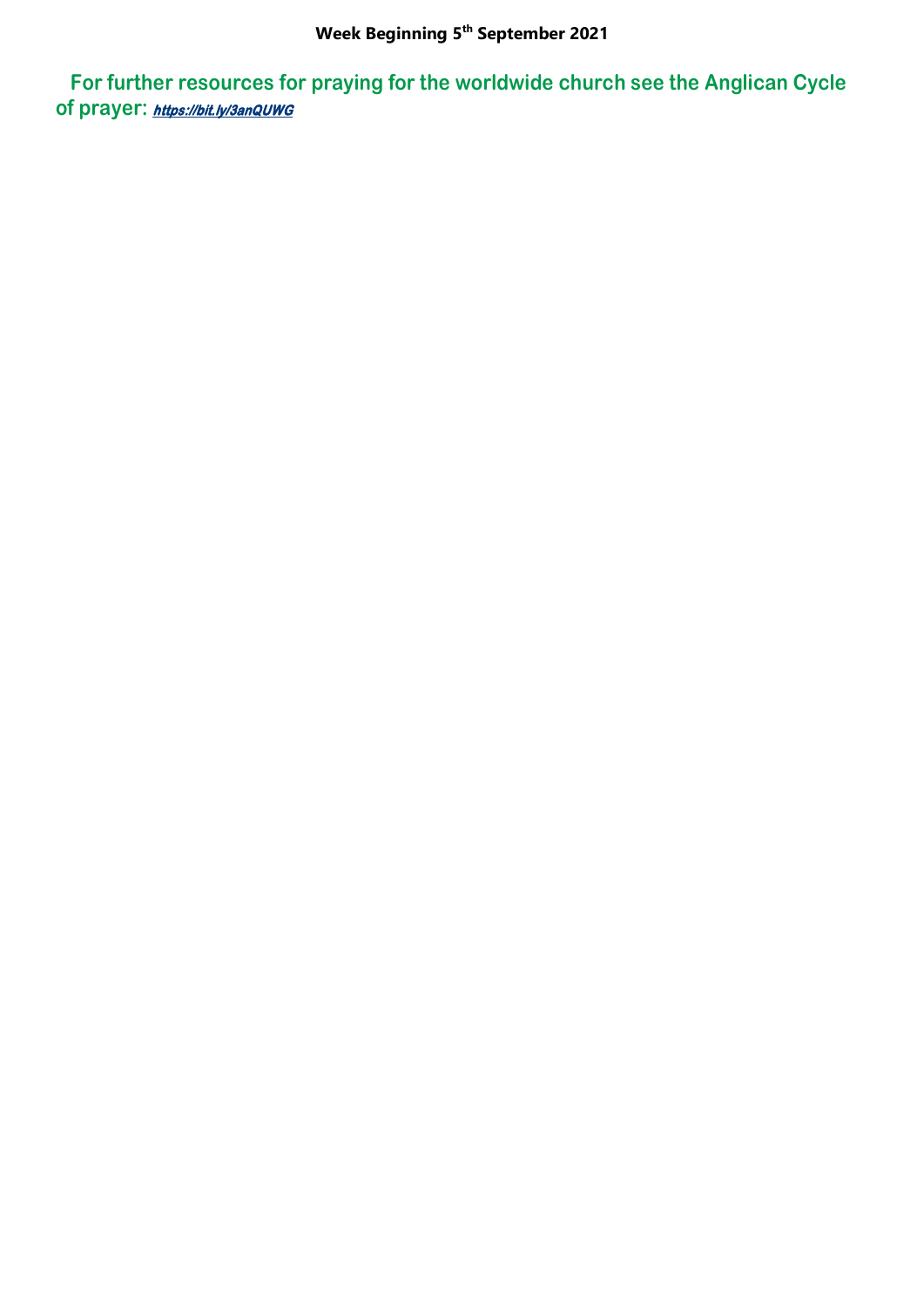**Week Beginning 5th September 2021**

**For further resources for praying for the worldwide church see the Anglican Cycle of prayer:** ***https://bit.ly/3anQUWG***